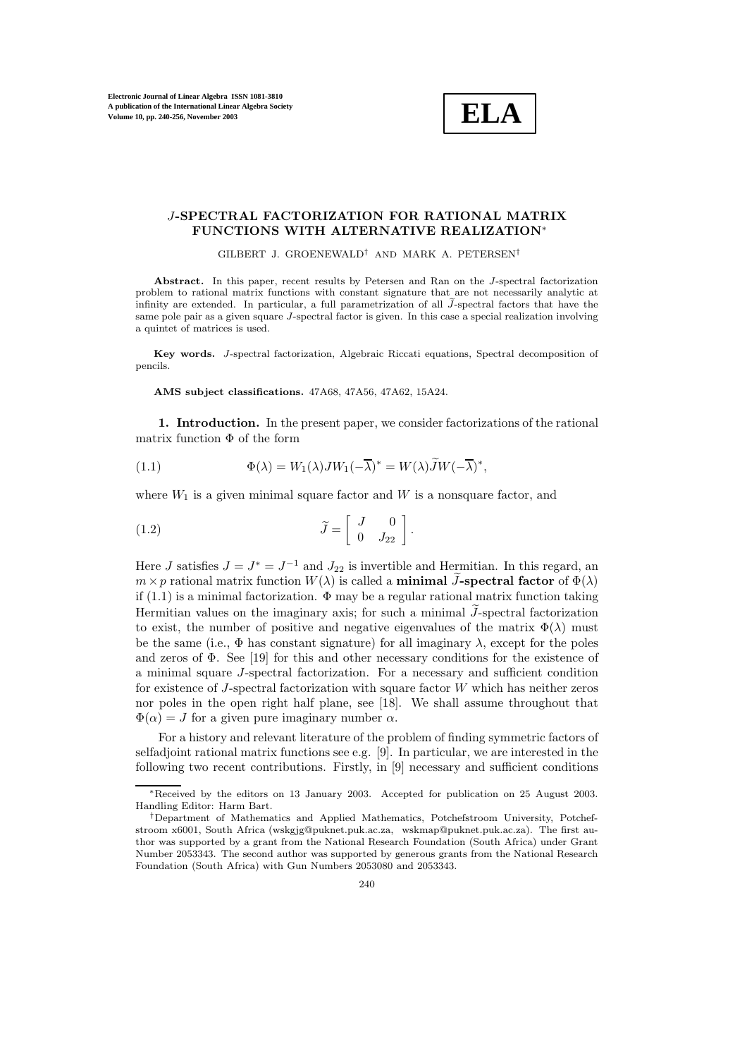# $J$-SPECTRAL FACTORIZATION FOR RATIONAL MATRIX FUNCTIONS WITH ALTERNATIVE REALIZATION*

GILBERT J. GROENEWALD† AND MARK A. PETERSEN†

**Abstract.** In this paper, recent results by Petersen and Ran on the $J$-spectral factorization problem to rational matrix functions with constant signature that are not necessarily analytic at infinity are extended. In particular, a full parametrization of all $\widetilde{J}$-spectral factors that have the same pole pair as a given square $J$-spectral factor is given. In this case a special realization involving a quintet of matrices is used.

**Key words.** $J$-spectral factorization, Algebraic Riccati equations, Spectral decomposition of pencils.

**AMS subject classifications.** 47A68, 47A56, 47A62, 15A24.

**1. Introduction.** In the present paper, we consider factorizations of the rational matrix function $\Phi$ of the form

$$\Phi(\lambda) = W_1(\lambda) J W_1(-\overline{\lambda})^* = W(\lambda)\widetilde{J}W(-\overline{\lambda})^*, \tag{1.1}$$

where $W_1$ is a given minimal square factor and $W$ is a nonsquare factor, and

$$\widetilde{J} = \begin{bmatrix} J & 0 \\ 0 & J_{22} \end{bmatrix}. \tag{1.2}$$

Here $J$ satisfies $J = J^* = J^{-1}$ and $J_{22}$ is invertible and Hermitian. In this regard, an $m \times p$ rational matrix function $W(\lambda)$ is called a **minimal $\widetilde{J}$-spectral factor** of $\Phi(\lambda)$ if (1.1) is a minimal factorization. $\Phi$ may be a regular rational matrix function taking Hermitian values on the imaginary axis; for such a minimal $\widetilde{J}$-spectral factorization to exist, the number of positive and negative eigenvalues of the matrix $\Phi(\lambda)$ must be the same (i.e., $\Phi$ has constant signature) for all imaginary $\lambda$, except for the poles and zeros of $\Phi$. See [19] for this and other necessary conditions for the existence of a minimal square $J$-spectral factorization. For a necessary and sufficient condition for existence of $J$-spectral factorization with square factor $W$ which has neither zeros nor poles in the open right half plane, see [18]. We shall assume throughout that $\Phi(\alpha) = J$ for a given pure imaginary number $\alpha$.

For a history and relevant literature of the problem of finding symmetric factors of selfadjoint rational matrix functions see e.g. [9]. In particular, we are interested in the following two recent contributions. Firstly, in [9] necessary and sufficient conditions

---

*Received by the editors on 13 January 2003. Accepted for publication on 25 August 2003. Handling Editor: Harm Bart.

†Department of Mathematics and Applied Mathematics, Potchefstroom University, Potchefstroom x6001, South Africa (wskgjg@puknet.puk.ac.za, wskmap@puknet.puk.ac.za). The first author was supported by a grant from the National Research Foundation (South Africa) under Grant Number 2053343. The second author was supported by generous grants from the National Research Foundation (South Africa) with Gun Numbers 2053080 and 2053343.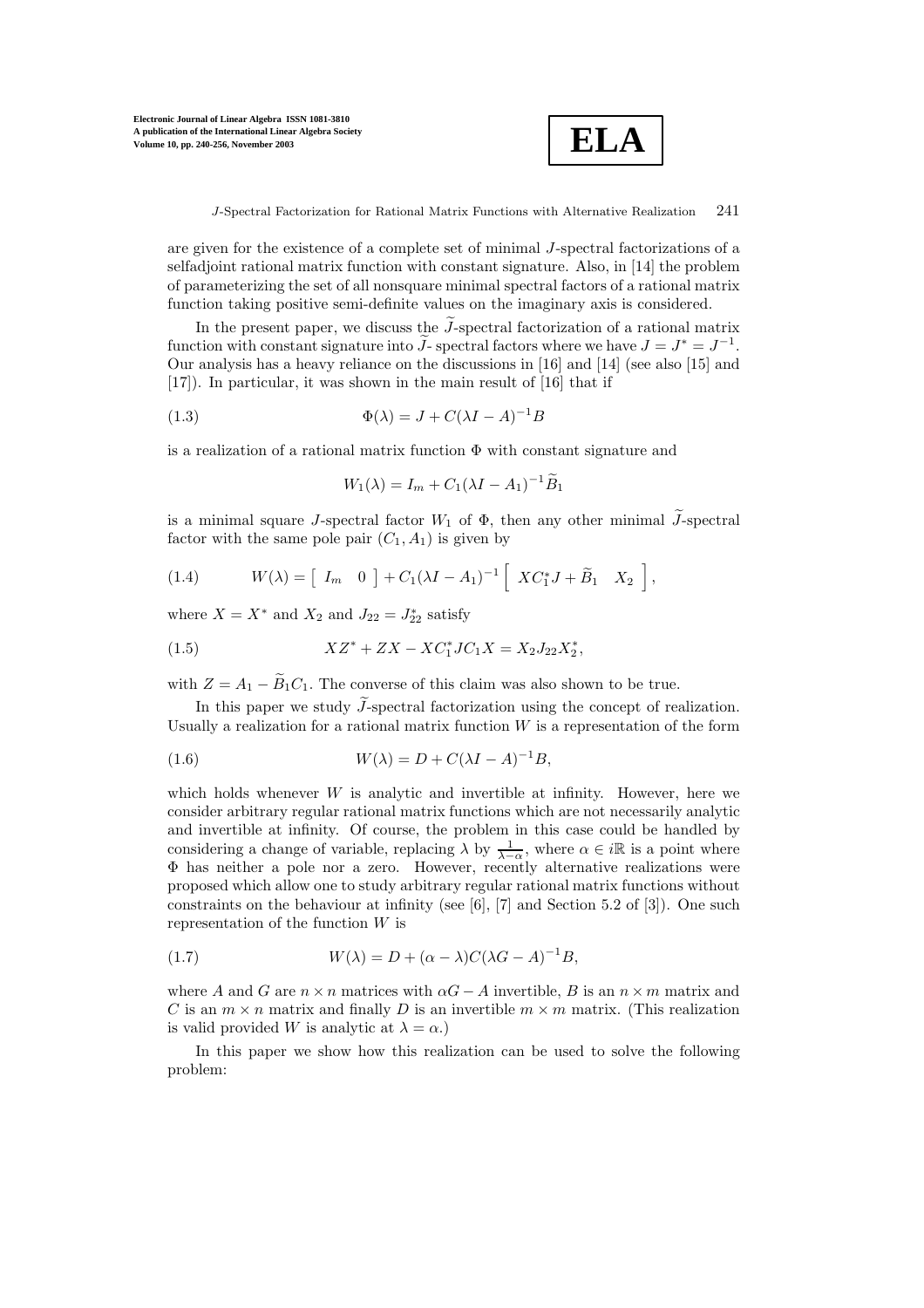are given for the existence of a complete set of minimal $J$-spectral factorizations of a selfadjoint rational matrix function with constant signature. Also, in [14] the problem of parameterizing the set of all nonsquare minimal spectral factors of a rational matrix function taking positive semi-definite values on the imaginary axis is considered.

In the present paper, we discuss the $\widetilde{J}$-spectral factorization of a rational matrix function with constant signature into $\widetilde{J}$- spectral factors where we have $J = J^* = J^{-1}$. Our analysis has a heavy reliance on the discussions in [16] and [14] (see also [15] and [17]). In particular, it was shown in the main result of [16] that if

$$\Phi(\lambda) = J + C(\lambda I - A)^{-1}B \tag{1.3}$$

is a realization of a rational matrix function $\Phi$ with constant signature and

$$W_1(\lambda) = I_m + C_1(\lambda I - A_1)^{-1}\widetilde{B}_1$$

is a minimal square $J$-spectral factor $W_1$ of $\Phi$, then any other minimal $\widetilde{J}$-spectral factor with the same pole pair $(C_1, A_1)$ is given by

$$W(\lambda) = \begin{bmatrix} I_m & 0 \end{bmatrix} + C_1(\lambda I - A_1)^{-1}\begin{bmatrix} XC_1^*J + \widetilde{B}_1 & X_2 \end{bmatrix}, \tag{1.4}$$

where $X = X^*$ and $X_2$ and $J_{22} = J_{22}^*$ satisfy

$$XZ^* + ZX - XC_1^*JC_1X = X_2J_{22}X_2^*, \tag{1.5}$$

with $Z = A_1 - \widetilde{B}_1C_1$. The converse of this claim was also shown to be true.

In this paper we study $\widetilde{J}$-spectral factorization using the concept of realization. Usually a realization for a rational matrix function $W$ is a representation of the form

$$W(\lambda) = D + C(\lambda I - A)^{-1}B, \tag{1.6}$$

which holds whenever $W$ is analytic and invertible at infinity. However, here we consider arbitrary regular rational matrix functions which are not necessarily analytic and invertible at infinity. Of course, the problem in this case could be handled by considering a change of variable, replacing $\lambda$ by $\frac{1}{\lambda - \alpha}$, where $\alpha \in i\mathbb{R}$ is a point where $\Phi$ has neither a pole nor a zero. However, recently alternative realizations were proposed which allow one to study arbitrary regular rational matrix functions without constraints on the behaviour at infinity (see [6], [7] and Section 5.2 of [3]). One such representation of the function $W$ is

$$W(\lambda) = D + (\alpha - \lambda)C(\lambda G - A)^{-1}B, \tag{1.7}$$

where $A$ and $G$ are $n \times n$ matrices with $\alpha G - A$ invertible, $B$ is an $n \times m$ matrix and $C$ is an $m \times n$ matrix and finally $D$ is an invertible $m \times m$ matrix. (This realization is valid provided $W$ is analytic at $\lambda = \alpha$.)

In this paper we show how this realization can be used to solve the following problem: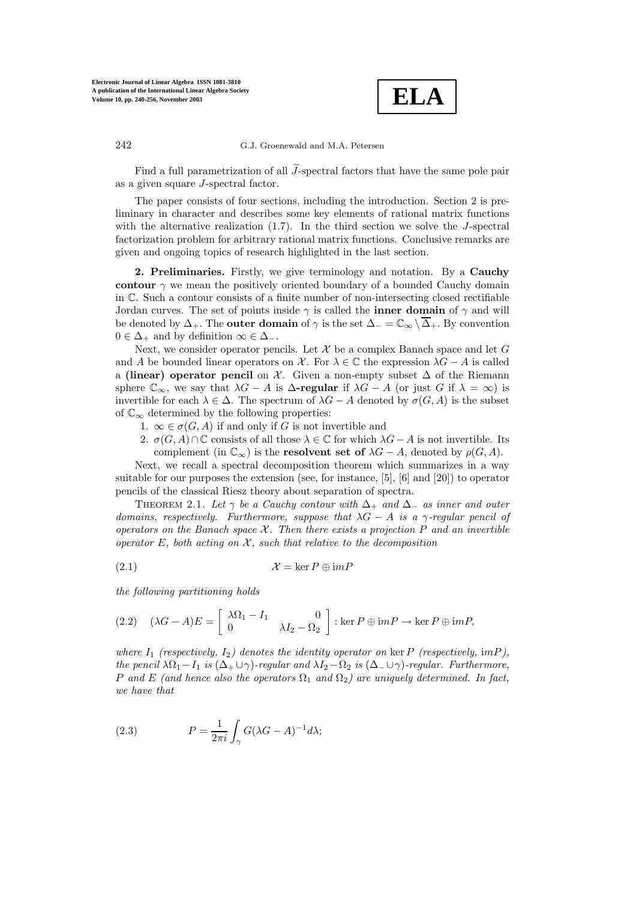Find a full parametrization of all $\widetilde{J}$-spectral factors that have the same pole pair as a given square $J$-spectral factor.

The paper consists of four sections, including the introduction. Section 2 is preliminary in character and describes some key elements of rational matrix functions with the alternative realization (1.7). In the third section we solve the $J$-spectral factorization problem for arbitrary rational matrix functions. Conclusive remarks are given and ongoing topics of research highlighted in the last section.

**2. Preliminaries.** Firstly, we give terminology and notation. By a **Cauchy contour** $\gamma$ we mean the positively oriented boundary of a bounded Cauchy domain in $\mathbb{C}$. Such a contour consists of a finite number of non-intersecting closed rectifiable Jordan curves. The set of points inside $\gamma$ is called the **inner domain** of $\gamma$ and will be denoted by $\Delta_+$. The **outer domain** of $\gamma$ is the set $\Delta_- = \mathbb{C}_\infty \setminus \overline{\Delta}_+$. By convention $0 \in \Delta_+$ and by definition $\infty \in \Delta_-$.

Next, we consider operator pencils. Let $\mathcal{X}$ be a complex Banach space and let $G$ and $A$ be bounded linear operators on $\mathcal{X}$. For $\lambda \in \mathbb{C}$ the expression $\lambda G - A$ is called a **(linear) operator pencil** on $\mathcal{X}$. Given a non-empty subset $\Delta$ of the Riemann sphere $\mathbb{C}_\infty$, we say that $\lambda G - A$ is **$\Delta$-regular** if $\lambda G - A$ (or just $G$ if $\lambda = \infty$) is invertible for each $\lambda \in \Delta$. The spectrum of $\lambda G - A$ denoted by $\sigma(G, A)$ is the subset of $\mathbb{C}_\infty$ determined by the following properties:

1. $\infty \in \sigma(G, A)$ if and only if $G$ is not invertible and
2. $\sigma(G, A) \cap \mathbb{C}$ consists of all those $\lambda \in \mathbb{C}$ for which $\lambda G - A$ is not invertible. Its complement (in $\mathbb{C}_\infty$) is the **resolvent set of** $\lambda G - A$, denoted by $\rho(G, A)$.

Next, we recall a spectral decomposition theorem which summarizes in a way suitable for our purposes the extension (see, for instance, [5], [6] and [20]) to operator pencils of the classical Riesz theory about separation of spectra.

THEOREM 2.1. *Let $\gamma$ be a Cauchy contour with $\Delta_+$ and $\Delta_-$ as inner and outer domains, respectively. Furthermore, suppose that $\lambda G - A$ is a $\gamma$-regular pencil of operators on the Banach space $\mathcal{X}$. Then there exists a projection $P$ and an invertible operator $E$, both acting on $\mathcal{X}$, such that relative to the decomposition*

$$\mathcal{X} = \ker P \oplus \mathrm{im} P \tag{2.1}$$

*the following partitioning holds*

$$(\lambda G - A)E = \begin{bmatrix} \lambda\Omega_1 - I_1 & 0 \\ 0 & \lambda I_2 - \Omega_2 \end{bmatrix} : \ker P \oplus \mathrm{im} P \to \ker P \oplus \mathrm{im} P, \tag{2.2}$$

*where $I_1$ (respectively, $I_2$) denotes the identity operator on $\ker P$ (respectively, $\mathrm{im} P$), the pencil $\lambda\Omega_1 - I_1$ is $(\Delta_+ \cup \gamma)$-regular and $\lambda I_2 - \Omega_2$ is $(\Delta_- \cup \gamma)$-regular. Furthermore, $P$ and $E$ (and hence also the operators $\Omega_1$ and $\Omega_2$) are uniquely determined. In fact, we have that*

$$P = \frac{1}{2\pi i} \int_\gamma G(\lambda G - A)^{-1} d\lambda; \tag{2.3}$$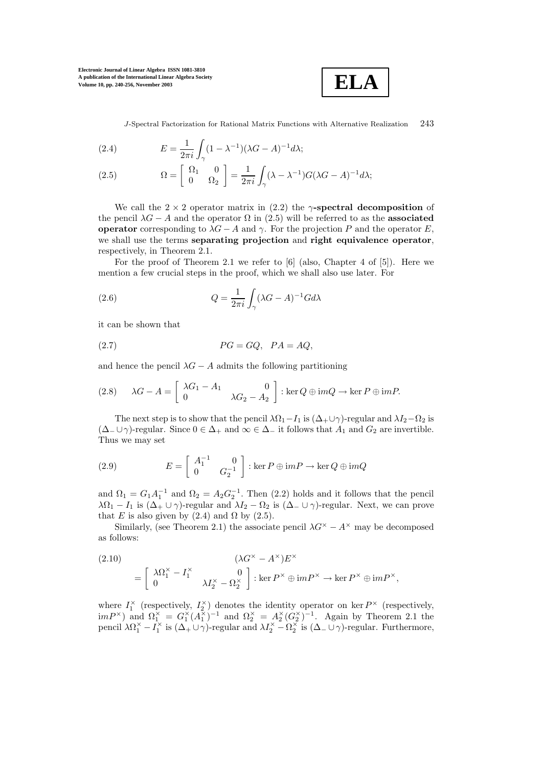$$E = \frac{1}{2\pi i}\int_\gamma (1-\lambda^{-1})(\lambda G - A)^{-1} d\lambda; \tag{2.4}$$

$$\Omega = \begin{bmatrix} \Omega_1 & 0 \\ 0 & \Omega_2 \end{bmatrix} = \frac{1}{2\pi i}\int_\gamma (\lambda - \lambda^{-1}) G(\lambda G - A)^{-1} d\lambda; \tag{2.5}$$

We call the $2 \times 2$ operator matrix in (2.2) the **$\gamma$-spectral decomposition** of the pencil $\lambda G - A$ and the operator $\Omega$ in (2.5) will be referred to as the **associated operator** corresponding to $\lambda G - A$ and $\gamma$. For the projection $P$ and the operator $E$, we shall use the terms **separating projection** and **right equivalence operator**, respectively, in Theorem 2.1.

For the proof of Theorem 2.1 we refer to [6] (also, Chapter 4 of [5]). Here we mention a few crucial steps in the proof, which we shall also use later. For

$$Q = \frac{1}{2\pi i}\int_\gamma (\lambda G - A)^{-1} G d\lambda \tag{2.6}$$

it can be shown that

$$PG = GQ, \quad PA = AQ, \tag{2.7}$$

and hence the pencil $\lambda G - A$ admits the following partitioning

$$\lambda G - A = \begin{bmatrix} \lambda G_1 - A_1 & 0 \\ 0 & \lambda G_2 - A_2 \end{bmatrix} : \ker Q \oplus \mathrm{im} Q \to \ker P \oplus \mathrm{im} P. \tag{2.8}$$

The next step is to show that the pencil $\lambda\Omega_1 - I_1$ is $(\Delta_+ \cup \gamma)$-regular and $\lambda I_2 - \Omega_2$ is $(\Delta_- \cup \gamma)$-regular. Since $0 \in \Delta_+$ and $\infty \in \Delta_-$ it follows that $A_1$ and $G_2$ are invertible. Thus we may set

$$E = \begin{bmatrix} A_1^{-1} & 0 \\ 0 & G_2^{-1} \end{bmatrix} : \ker P \oplus \mathrm{im} P \to \ker Q \oplus \mathrm{im} Q \tag{2.9}$$

and $\Omega_1 = G_1 A_1^{-1}$ and $\Omega_2 = A_2 G_2^{-1}$. Then (2.2) holds and it follows that the pencil $\lambda\Omega_1 - I_1$ is $(\Delta_+ \cup \gamma)$-regular and $\lambda I_2 - \Omega_2$ is $(\Delta_- \cup \gamma)$-regular. Next, we can prove that $E$ is also given by (2.4) and $\Omega$ by (2.5).

Similarly, (see Theorem 2.1) the associate pencil $\lambda G^\times - A^\times$ may be decomposed as follows:

$$\begin{aligned} &(\lambda G^\times - A^\times)E^\times \\ &= \begin{bmatrix} \lambda\Omega_1^\times - I_1^\times & 0 \\ 0 & \lambda I_2^\times - \Omega_2^\times \end{bmatrix} : \ker P^\times \oplus \mathrm{im} P^\times \to \ker P^\times \oplus \mathrm{im} P^\times, \end{aligned} \tag{2.10}$$

where $I_1^\times$ (respectively, $I_2^\times$) denotes the identity operator on $\ker P^\times$ (respectively, $\mathrm{im} P^\times$) and $\Omega_1^\times = G_1^\times (A_1^\times)^{-1}$ and $\Omega_2^\times = A_2^\times (G_2^\times)^{-1}$. Again by Theorem 2.1 the pencil $\lambda\Omega_1^\times - I_1^\times$ is $(\Delta_+ \cup \gamma)$-regular and $\lambda I_2^\times - \Omega_2^\times$ is $(\Delta_- \cup \gamma)$-regular. Furthermore,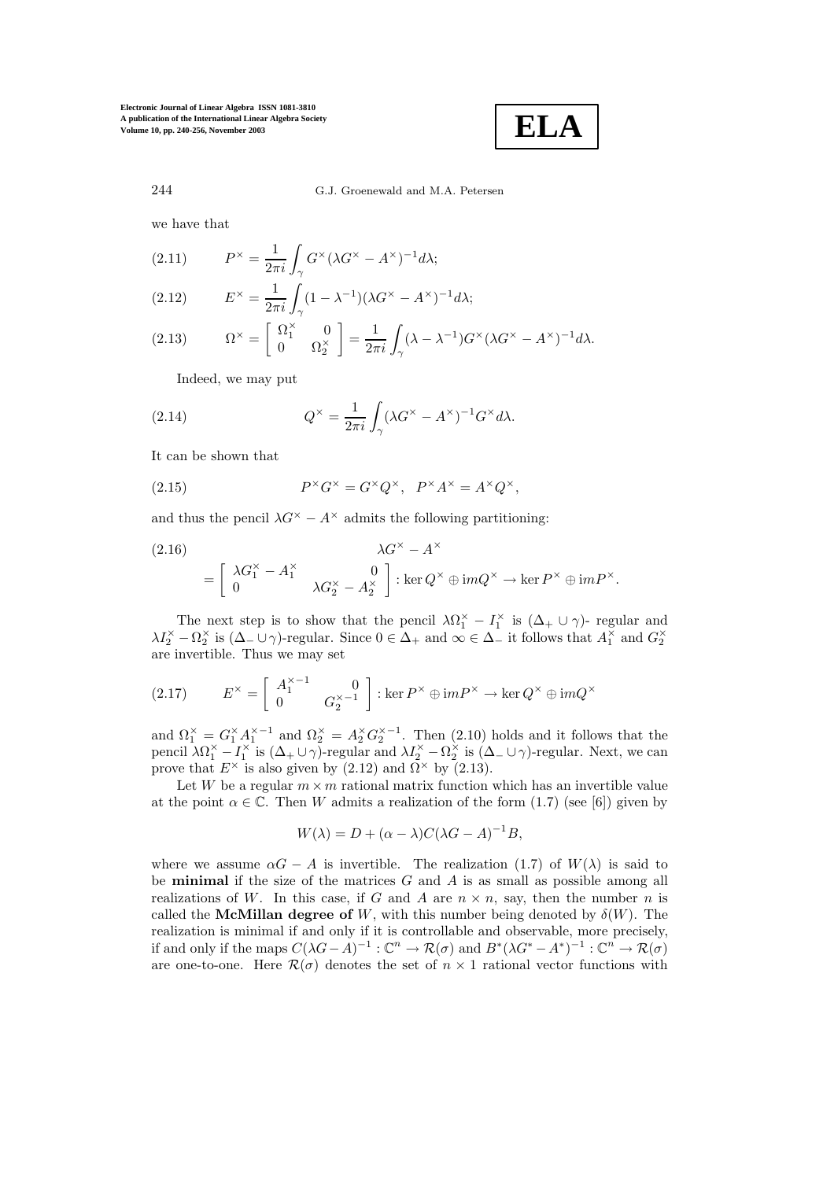we have that

$$P^{\times} = \frac{1}{2\pi i}\int_{\gamma} G^{\times}(\lambda G^{\times} - A^{\times})^{-1} d\lambda; \tag{2.11}$$

$$E^{\times} = \frac{1}{2\pi i}\int_{\gamma} (1-\lambda^{-1})(\lambda G^{\times} - A^{\times})^{-1} d\lambda; \tag{2.12}$$

$$\Omega^{\times} = \begin{bmatrix} \Omega_1^{\times} & 0 \\ 0 & \Omega_2^{\times} \end{bmatrix} = \frac{1}{2\pi i}\int_{\gamma} (\lambda - \lambda^{-1}) G^{\times}(\lambda G^{\times} - A^{\times})^{-1} d\lambda. \tag{2.13}$$

Indeed, we may put

$$Q^{\times} = \frac{1}{2\pi i}\int_{\gamma} (\lambda G^{\times} - A^{\times})^{-1} G^{\times} d\lambda. \tag{2.14}$$

It can be shown that

$$P^{\times}G^{\times} = G^{\times}Q^{\times}, \quad P^{\times}A^{\times} = A^{\times}Q^{\times}, \tag{2.15}$$

and thus the pencil $\lambda G^{\times} - A^{\times}$ admits the following partitioning:

$$\begin{aligned} &\lambda G^{\times} - A^{\times} \\ &= \begin{bmatrix} \lambda G_1^{\times} - A_1^{\times} & 0 \\ 0 & \lambda G_2^{\times} - A_2^{\times} \end{bmatrix} : \ker Q^{\times} \oplus \mathrm{im} Q^{\times} \to \ker P^{\times} \oplus \mathrm{im} P^{\times}. \end{aligned} \tag{2.16}$$

The next step is to show that the pencil $\lambda \Omega_1^{\times} - I_1^{\times}$ is $(\Delta_+ \cup \gamma)$- regular and $\lambda I_2^{\times} - \Omega_2^{\times}$ is $(\Delta_- \cup \gamma)$-regular. Since $0 \in \Delta_+$ and $\infty \in \Delta_-$ it follows that $A_1^{\times}$ and $G_2^{\times}$ are invertible. Thus we may set

$$E^{\times} = \begin{bmatrix} A_1^{\times -1} & 0 \\ 0 & G_2^{\times -1} \end{bmatrix} : \ker P^{\times} \oplus \mathrm{im} P^{\times} \to \ker Q^{\times} \oplus \mathrm{im} Q^{\times} \tag{2.17}$$

and $\Omega_1^{\times} = G_1^{\times} A_1^{\times -1}$ and $\Omega_2^{\times} = A_2^{\times} G_2^{\times -1}$. Then (2.10) holds and it follows that the pencil $\lambda \Omega_1^{\times} - I_1^{\times}$ is $(\Delta_+ \cup \gamma)$-regular and $\lambda I_2^{\times} - \Omega_2^{\times}$ is $(\Delta_- \cup \gamma)$-regular. Next, we can prove that $E^{\times}$ is also given by (2.12) and $\Omega^{\times}$ by (2.13).

Let $W$ be a regular $m \times m$ rational matrix function which has an invertible value at the point $\alpha \in \mathbb{C}$. Then $W$ admits a realization of the form (1.7) (see [6]) given by

$$W(\lambda) = D + (\alpha - \lambda)C(\lambda G - A)^{-1}B,$$

where we assume $\alpha G - A$ is invertible. The realization (1.7) of $W(\lambda)$ is said to be **minimal** if the size of the matrices $G$ and $A$ is as small as possible among all realizations of $W$. In this case, if $G$ and $A$ are $n \times n$, say, then the number $n$ is called the **McMillan degree of** $W$, with this number being denoted by $\delta(W)$. The realization is minimal if and only if it is controllable and observable, more precisely, if and only if the maps $C(\lambda G - A)^{-1} : \mathbb{C}^n \to \mathcal{R}(\sigma)$ and $B^*(\lambda G^* - A^*)^{-1} : \mathbb{C}^n \to \mathcal{R}(\sigma)$ are one-to-one. Here $\mathcal{R}(\sigma)$ denotes the set of $n \times 1$ rational vector functions with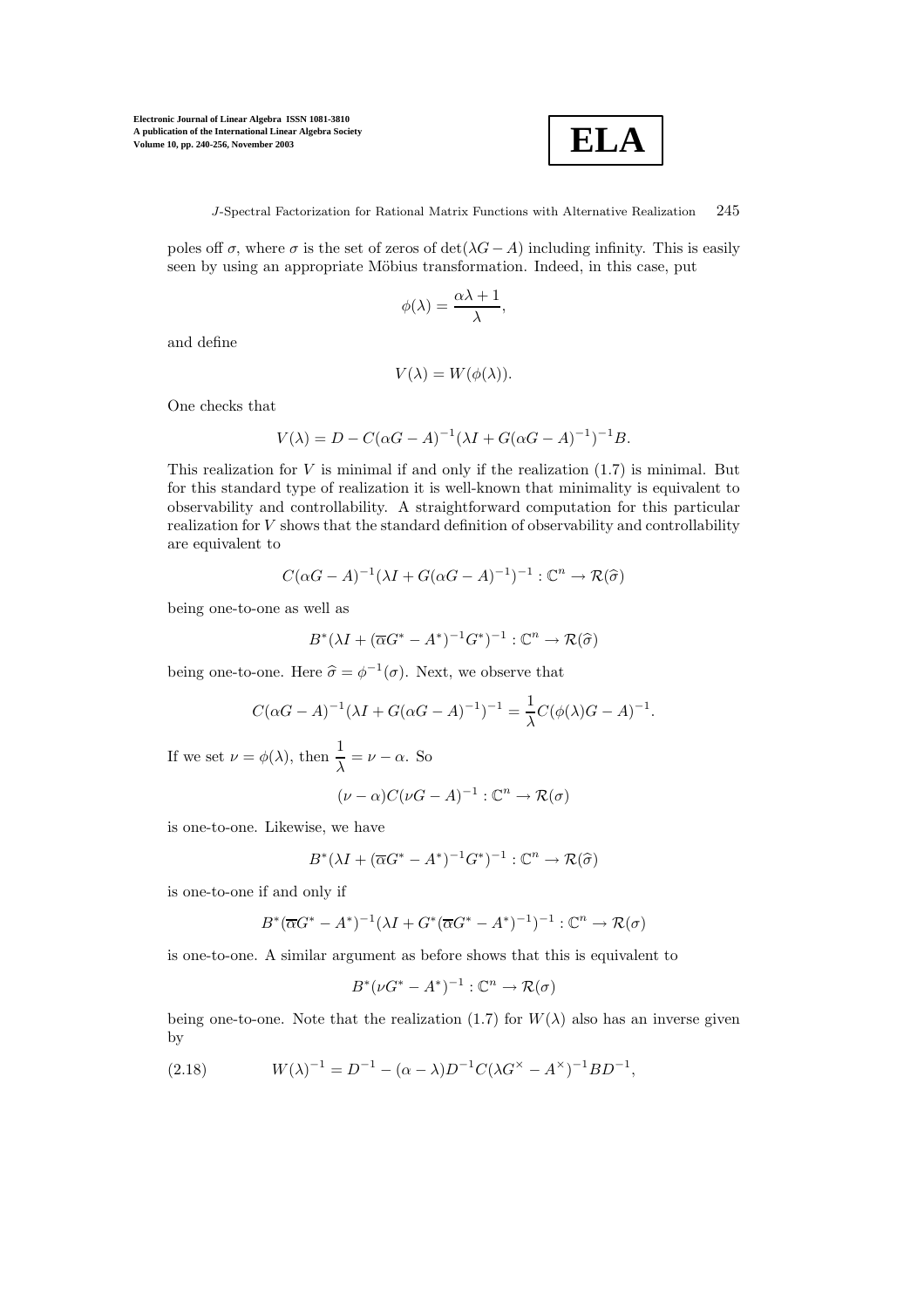poles off $\sigma$, where $\sigma$ is the set of zeros of $\det(\lambda G - A)$ including infinity. This is easily seen by using an appropriate Möbius transformation. Indeed, in this case, put

$$\phi(\lambda) = \frac{\alpha\lambda + 1}{\lambda},$$

and define

$$V(\lambda) = W(\phi(\lambda)).$$

One checks that

$$V(\lambda) = D - C(\alpha G - A)^{-1}(\lambda I + G(\alpha G - A)^{-1})^{-1}B.$$

This realization for $V$ is minimal if and only if the realization (1.7) is minimal. But for this standard type of realization it is well-known that minimality is equivalent to observability and controllability. A straightforward computation for this particular realization for $V$ shows that the standard definition of observability and controllability are equivalent to

$$C(\alpha G - A)^{-1}(\lambda I + G(\alpha G - A)^{-1})^{-1} : \mathbb{C}^n \to \mathcal{R}(\widehat{\sigma})$$

being one-to-one as well as

$$B^*(\lambda I + (\overline{\alpha} G^* - A^*)^{-1}G^*)^{-1} : \mathbb{C}^n \to \mathcal{R}(\widehat{\sigma})$$

being one-to-one. Here $\widehat{\sigma} = \phi^{-1}(\sigma)$. Next, we observe that

$$C(\alpha G - A)^{-1}(\lambda I + G(\alpha G - A)^{-1})^{-1} = \frac{1}{\lambda}C(\phi(\lambda)G - A)^{-1}.$$

If we set $\nu = \phi(\lambda)$, then $\dfrac{1}{\lambda} = \nu - \alpha$. So

$$(\nu - \alpha)C(\nu G - A)^{-1} : \mathbb{C}^n \to \mathcal{R}(\sigma)$$

is one-to-one. Likewise, we have

$$B^*(\lambda I + (\overline{\alpha} G^* - A^*)^{-1}G^*)^{-1} : \mathbb{C}^n \to \mathcal{R}(\widehat{\sigma})$$

is one-to-one if and only if

$$B^*(\overline{\alpha} G^* - A^*)^{-1}(\lambda I + G^*(\overline{\alpha} G^* - A^*)^{-1})^{-1} : \mathbb{C}^n \to \mathcal{R}(\sigma)$$

is one-to-one. A similar argument as before shows that this is equivalent to

$$B^*(\nu G^* - A^*)^{-1} : \mathbb{C}^n \to \mathcal{R}(\sigma)$$

being one-to-one. Note that the realization (1.7) for $W(\lambda)$ also has an inverse given by

$$W(\lambda)^{-1} = D^{-1} - (\alpha - \lambda)D^{-1}C(\lambda G^\times - A^\times)^{-1}BD^{-1}, \tag{2.18}$$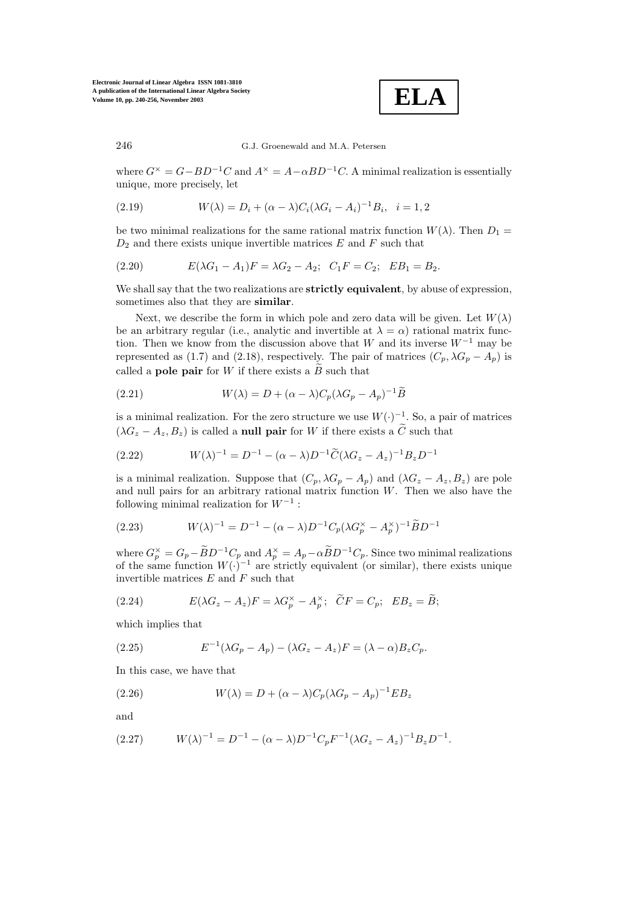where $G^{\times} = G - BD^{-1}C$ and $A^{\times} = A - \alpha BD^{-1}C$. A minimal realization is essentially unique, more precisely, let

$$W(\lambda) = D_i + (\alpha - \lambda)C_i(\lambda G_i - A_i)^{-1}B_i, \quad i = 1, 2 \tag{2.19}$$

be two minimal realizations for the same rational matrix function $W(\lambda)$. Then $D_1 = D_2$ and there exists unique invertible matrices $E$ and $F$ such that

$$E(\lambda G_1 - A_1)F = \lambda G_2 - A_2; \;\; C_1 F = C_2; \;\; EB_1 = B_2. \tag{2.20}$$

We shall say that the two realizations are **strictly equivalent**, by abuse of expression, sometimes also that they are **similar**.

Next, we describe the form in which pole and zero data will be given. Let $W(\lambda)$ be an arbitrary regular (i.e., analytic and invertible at $\lambda = \alpha$) rational matrix function. Then we know from the discussion above that $W$ and its inverse $W^{-1}$ may be represented as (1.7) and (2.18), respectively. The pair of matrices $(C_p, \lambda G_p - A_p)$ is called a **pole pair** for $W$ if there exists a $\widetilde{B}$ such that

$$W(\lambda) = D + (\alpha - \lambda)C_p(\lambda G_p - A_p)^{-1}\widetilde{B} \tag{2.21}$$

is a minimal realization. For the zero structure we use $W(\cdot)^{-1}$. So, a pair of matrices $(\lambda G_z - A_z, B_z)$ is called a **null pair** for $W$ if there exists a $\widetilde{C}$ such that

$$W(\lambda)^{-1} = D^{-1} - (\alpha - \lambda)D^{-1}\widetilde{C}(\lambda G_z - A_z)^{-1}B_z D^{-1} \tag{2.22}$$

is a minimal realization. Suppose that $(C_p, \lambda G_p - A_p)$ and $(\lambda G_z - A_z, B_z)$ are pole and null pairs for an arbitrary rational matrix function $W$. Then we also have the following minimal realization for $W^{-1}$ :

$$W(\lambda)^{-1} = D^{-1} - (\alpha - \lambda)D^{-1}C_p(\lambda G_p^{\times} - A_p^{\times})^{-1}\widetilde{B}D^{-1} \tag{2.23}$$

where $G_p^{\times} = G_p - \widetilde{B}D^{-1}C_p$ and $A_p^{\times} = A_p - \alpha\widetilde{B}D^{-1}C_p$. Since two minimal realizations of the same function $W(\cdot)^{-1}$ are strictly equivalent (or similar), there exists unique invertible matrices $E$ and $F$ such that

$$E(\lambda G_z - A_z)F = \lambda G_p^{\times} - A_p^{\times}; \;\; \widetilde{C}F = C_p; \;\; EB_z = \widetilde{B}; \tag{2.24}$$

which implies that

$$E^{-1}(\lambda G_p - A_p) - (\lambda G_z - A_z)F = (\lambda - \alpha)B_z C_p. \tag{2.25}$$

In this case, we have that

$$W(\lambda) = D + (\alpha - \lambda)C_p(\lambda G_p - A_p)^{-1}EB_z \tag{2.26}$$

and

$$W(\lambda)^{-1} = D^{-1} - (\alpha - \lambda)D^{-1}C_p F^{-1}(\lambda G_z - A_z)^{-1}B_z D^{-1}. \tag{2.27}$$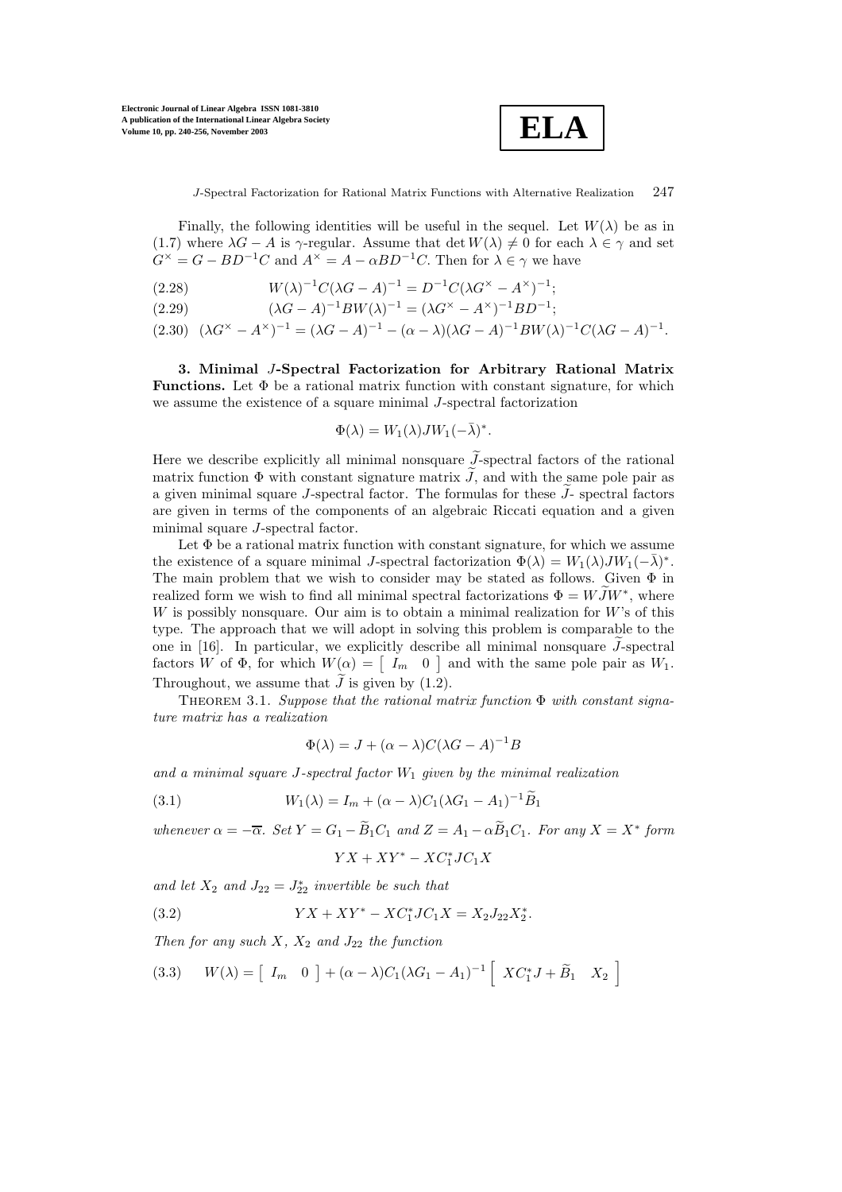Finally, the following identities will be useful in the sequel. Let $W(\lambda)$ be as in (1.7) where $\lambda G - A$ is $\gamma$-regular. Assume that $\det W(\lambda) \neq 0$ for each $\lambda \in \gamma$ and set $G^\times = G - BD^{-1}C$ and $A^\times = A - \alpha BD^{-1}C$. Then for $\lambda \in \gamma$ we have

$$W(\lambda)^{-1}C(\lambda G - A)^{-1} = D^{-1}C(\lambda G^\times - A^\times)^{-1}; \tag{2.28}$$

$$(\lambda G - A)^{-1}BW(\lambda)^{-1} = (\lambda G^\times - A^\times)^{-1}BD^{-1}; \tag{2.29}$$

$$(\lambda G^\times - A^\times)^{-1} = (\lambda G - A)^{-1} - (\alpha - \lambda)(\lambda G - A)^{-1}BW(\lambda)^{-1}C(\lambda G - A)^{-1}. \tag{2.30}$$

## 3. Minimal $J$-Spectral Factorization for Arbitrary Rational Matrix Functions.

Let $\Phi$ be a rational matrix function with constant signature, for which we assume the existence of a square minimal $J$-spectral factorization

$$\Phi(\lambda) = W_1(\lambda)JW_1(-\bar{\lambda})^*.$$

Here we describe explicitly all minimal nonsquare $\widetilde{J}$-spectral factors of the rational matrix function $\Phi$ with constant signature matrix $\widetilde{J}$, and with the same pole pair as a given minimal square $J$-spectral factor. The formulas for these $\widetilde{J}$- spectral factors are given in terms of the components of an algebraic Riccati equation and a given minimal square $J$-spectral factor.

Let $\Phi$ be a rational matrix function with constant signature, for which we assume the existence of a square minimal $J$-spectral factorization $\Phi(\lambda) = W_1(\lambda)JW_1(-\bar{\lambda})^*$. The main problem that we wish to consider may be stated as follows. Given $\Phi$ in realized form we wish to find all minimal spectral factorizations $\Phi = W\widetilde{J}W^*$, where $W$ is possibly nonsquare. Our aim is to obtain a minimal realization for $W$'s of this type. The approach that we will adopt in solving this problem is comparable to the one in [16]. In particular, we explicitly describe all minimal nonsquare $\widetilde{J}$-spectral factors $W$ of $\Phi$, for which $W(\alpha) = \begin{bmatrix} I_m & 0 \end{bmatrix}$ and with the same pole pair as $W_1$. Throughout, we assume that $\widetilde{J}$ is given by (1.2).

Theorem 3.1. *Suppose that the rational matrix function $\Phi$ with constant signature matrix has a realization*

$$\Phi(\lambda) = J + (\alpha - \lambda)C(\lambda G - A)^{-1}B$$

*and a minimal square $J$-spectral factor $W_1$ given by the minimal realization*

$$W_1(\lambda) = I_m + (\alpha - \lambda)C_1(\lambda G_1 - A_1)^{-1}\widetilde{B}_1 \tag{3.1}$$

*whenever $\alpha = -\overline{\alpha}$. Set $Y = G_1 - \widetilde{B}_1C_1$ and $Z = A_1 - \alpha\widetilde{B}_1C_1$. For any $X = X^*$ form*

$$YX + XY^* - XC_1^*JC_1X$$

*and let $X_2$ and $J_{22} = J_{22}^*$ invertible be such that*

$$YX + XY^* - XC_1^*JC_1X = X_2J_{22}X_2^*. \tag{3.2}$$

*Then for any such $X$, $X_2$ and $J_{22}$ the function*

$$W(\lambda) = \begin{bmatrix} I_m & 0 \end{bmatrix} + (\alpha - \lambda)C_1(\lambda G_1 - A_1)^{-1}\begin{bmatrix} XC_1^*J + \widetilde{B}_1 & X_2 \end{bmatrix} \tag{3.3}$$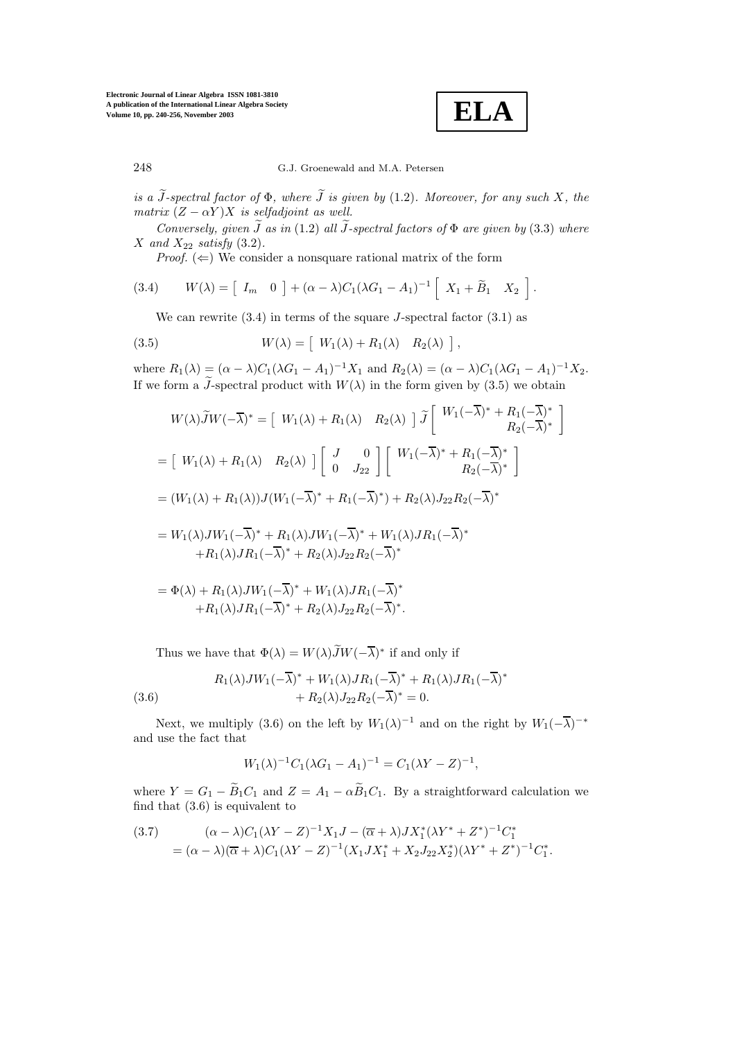*is a $\widetilde{J}$-spectral factor of $\Phi$, where $\widetilde{J}$ is given by* (1.2). *Moreover, for any such $X$, the matrix $(Z - \alpha Y)X$ is selfadjoint as well.*

*Conversely, given $\widetilde{J}$ as in* (1.2) *all $\widetilde{J}$-spectral factors of $\Phi$ are given by* (3.3) *where $X$ and $X_{22}$ satisfy* (3.2).

*Proof.* ($\Leftarrow$) We consider a nonsquare rational matrix of the form

$$
W(\lambda) = \begin{bmatrix} I_m & 0 \end{bmatrix} + (\alpha - \lambda)C_1(\lambda G_1 - A_1)^{-1} \begin{bmatrix} X_1 + \widetilde{B}_1 & X_2 \end{bmatrix}. \tag{3.4}
$$

We can rewrite (3.4) in terms of the square $J$-spectral factor (3.1) as

$$
W(\lambda) = \begin{bmatrix} W_1(\lambda) + R_1(\lambda) & R_2(\lambda) \end{bmatrix}, \tag{3.5}
$$

where $R_1(\lambda) = (\alpha - \lambda)C_1(\lambda G_1 - A_1)^{-1}X_1$ and $R_2(\lambda) = (\alpha - \lambda)C_1(\lambda G_1 - A_1)^{-1}X_2$. If we form a $\widetilde{J}$-spectral product with $W(\lambda)$ in the form given by (3.5) we obtain

$$
W(\lambda)\widetilde{J}W(-\overline{\lambda})^* = \begin{bmatrix} W_1(\lambda) + R_1(\lambda) & R_2(\lambda) \end{bmatrix} \widetilde{J} \begin{bmatrix} W_1(-\overline{\lambda})^* + R_1(-\overline{\lambda})^* \\ R_2(-\overline{\lambda})^* \end{bmatrix}
$$

$$
= \begin{bmatrix} W_1(\lambda) + R_1(\lambda) & R_2(\lambda) \end{bmatrix} \begin{bmatrix} J & 0 \\ 0 & J_{22} \end{bmatrix} \begin{bmatrix} W_1(-\overline{\lambda})^* + R_1(-\overline{\lambda})^* \\ R_2(-\overline{\lambda})^* \end{bmatrix}
$$

$$
= (W_1(\lambda) + R_1(\lambda))J(W_1(-\overline{\lambda})^* + R_1(-\overline{\lambda})^*) + R_2(\lambda)J_{22}R_2(-\overline{\lambda})^*
$$

$$
\begin{aligned}
&= W_1(\lambda)JW_1(-\overline{\lambda})^* + R_1(\lambda)JW_1(-\overline{\lambda})^* + W_1(\lambda)JR_1(-\overline{\lambda})^* \\
&\quad + R_1(\lambda)JR_1(-\overline{\lambda})^* + R_2(\lambda)J_{22}R_2(-\overline{\lambda})^*
\end{aligned}
$$

$$
\begin{aligned}
&= \Phi(\lambda) + R_1(\lambda)JW_1(-\overline{\lambda})^* + W_1(\lambda)JR_1(-\overline{\lambda})^* \\
&\quad + R_1(\lambda)JR_1(-\overline{\lambda})^* + R_2(\lambda)J_{22}R_2(-\overline{\lambda})^*.
\end{aligned}
$$

Thus we have that $\Phi(\lambda) = W(\lambda)\widetilde{J}W(-\overline{\lambda})^*$ if and only if

$$
\begin{aligned}
&R_1(\lambda)JW_1(-\overline{\lambda})^* + W_1(\lambda)JR_1(-\overline{\lambda})^* + R_1(\lambda)JR_1(-\overline{\lambda})^* \\
&\quad + R_2(\lambda)J_{22}R_2(-\overline{\lambda})^* = 0.
\end{aligned} \tag{3.6}
$$

Next, we multiply (3.6) on the left by $W_1(\lambda)^{-1}$ and on the right by $W_1(-\overline{\lambda})^{-*}$ and use the fact that

$$
W_1(\lambda)^{-1}C_1(\lambda G_1 - A_1)^{-1} = C_1(\lambda Y - Z)^{-1},
$$

where $Y = G_1 - \widetilde{B}_1 C_1$ and $Z = A_1 - \alpha\widetilde{B}_1 C_1$. By a straightforward calculation we find that (3.6) is equivalent to

$$
\begin{aligned}
&(\alpha - \lambda)C_1(\lambda Y - Z)^{-1}X_1 J - (\overline{\alpha} + \lambda)JX_1^*(\lambda Y^* + Z^*)^{-1}C_1^* \\
&= (\alpha - \lambda)(\overline{\alpha} + \lambda)C_1(\lambda Y - Z)^{-1}(X_1 J X_1^* + X_2 J_{22} X_2^*)(\lambda Y^* + Z^*)^{-1}C_1^*.
\end{aligned} \tag{3.7}
$$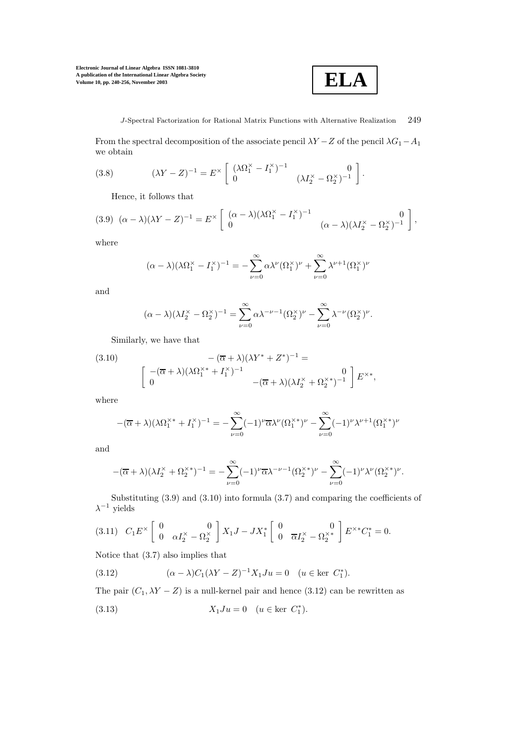From the spectral decomposition of the associate pencil $\lambda Y - Z$ of the pencil $\lambda G_1 - A_1$ we obtain

$$(\lambda Y - Z)^{-1} = E^{\times} \begin{bmatrix} (\lambda \Omega_1^{\times} - I_1^{\times})^{-1} & 0 \\ 0 & (\lambda I_2^{\times} - \Omega_2^{\times})^{-1} \end{bmatrix}. \tag{3.8}$$

Hence, it follows that

$$(\alpha - \lambda)(\lambda Y - Z)^{-1} = E^{\times} \begin{bmatrix} (\alpha - \lambda)(\lambda \Omega_1^{\times} - I_1^{\times})^{-1} & 0 \\ 0 & (\alpha - \lambda)(\lambda I_2^{\times} - \Omega_2^{\times})^{-1} \end{bmatrix}, \tag{3.9}$$

where

$$(\alpha - \lambda)(\lambda \Omega_1^{\times} - I_1^{\times})^{-1} = -\sum_{\nu=0}^{\infty} \alpha \lambda^{\nu} (\Omega_1^{\times})^{\nu} + \sum_{\nu=0}^{\infty} \lambda^{\nu+1} (\Omega_1^{\times})^{\nu}$$

and

$$(\alpha - \lambda)(\lambda I_2^{\times} - \Omega_2^{\times})^{-1} = \sum_{\nu=0}^{\infty} \alpha \lambda^{-\nu-1} (\Omega_2^{\times})^{\nu} - \sum_{\nu=0}^{\infty} \lambda^{-\nu} (\Omega_2^{\times})^{\nu}.$$

Similarly, we have that

$$-(\overline{\alpha} + \lambda)(\lambda Y^* + Z^*)^{-1} = \begin{bmatrix} -(\overline{\alpha} + \lambda)(\lambda \Omega_1^{\times *} + I_1^{\times})^{-1} & 0 \\ 0 & -(\overline{\alpha} + \lambda)(\lambda I_2^{\times} + \Omega_2^{\times *})^{-1} \end{bmatrix} E^{\times *}, \tag{3.10}$$

where

$$-(\overline{\alpha} + \lambda)(\lambda \Omega_1^{\times *} + I_1^{\times})^{-1} = -\sum_{\nu=0}^{\infty} (-1)^{\nu} \overline{\alpha} \lambda^{\nu} (\Omega_1^{\times *})^{\nu} - \sum_{\nu=0}^{\infty} (-1)^{\nu} \lambda^{\nu+1} (\Omega_1^{\times *})^{\nu}$$

and

$$-(\overline{\alpha} + \lambda)(\lambda I_2^{\times} + \Omega_2^{\times *})^{-1} = -\sum_{\nu=0}^{\infty} (-1)^{\nu} \overline{\alpha} \lambda^{-\nu-1} (\Omega_2^{\times *})^{\nu} - \sum_{\nu=0}^{\infty} (-1)^{\nu} \lambda^{\nu} (\Omega_2^{\times *})^{\nu}.$$

Substituting (3.9) and (3.10) into formula (3.7) and comparing the coefficients of $\lambda^{-1}$ yields

$$C_1 E^{\times} \begin{bmatrix} 0 & 0 \\ 0 & \alpha I_2^{\times} - \Omega_2^{\times} \end{bmatrix} X_1 J - J X_1^* \begin{bmatrix} 0 & 0 \\ 0 & \overline{\alpha} I_2^{\times} - \Omega_2^{\times *} \end{bmatrix} E^{\times *} C_1^* = 0. \tag{3.11}$$

Notice that (3.7) also implies that

$$(\alpha - \lambda) C_1 (\lambda Y - Z)^{-1} X_1 J u = 0 \quad (u \in \ker\ C_1^*). \tag{3.12}$$

The pair $(C_1, \lambda Y - Z)$ is a null-kernel pair and hence (3.12) can be rewritten as

$$X_1 J u = 0 \quad (u \in \ker\ C_1^*). \tag{3.13}$$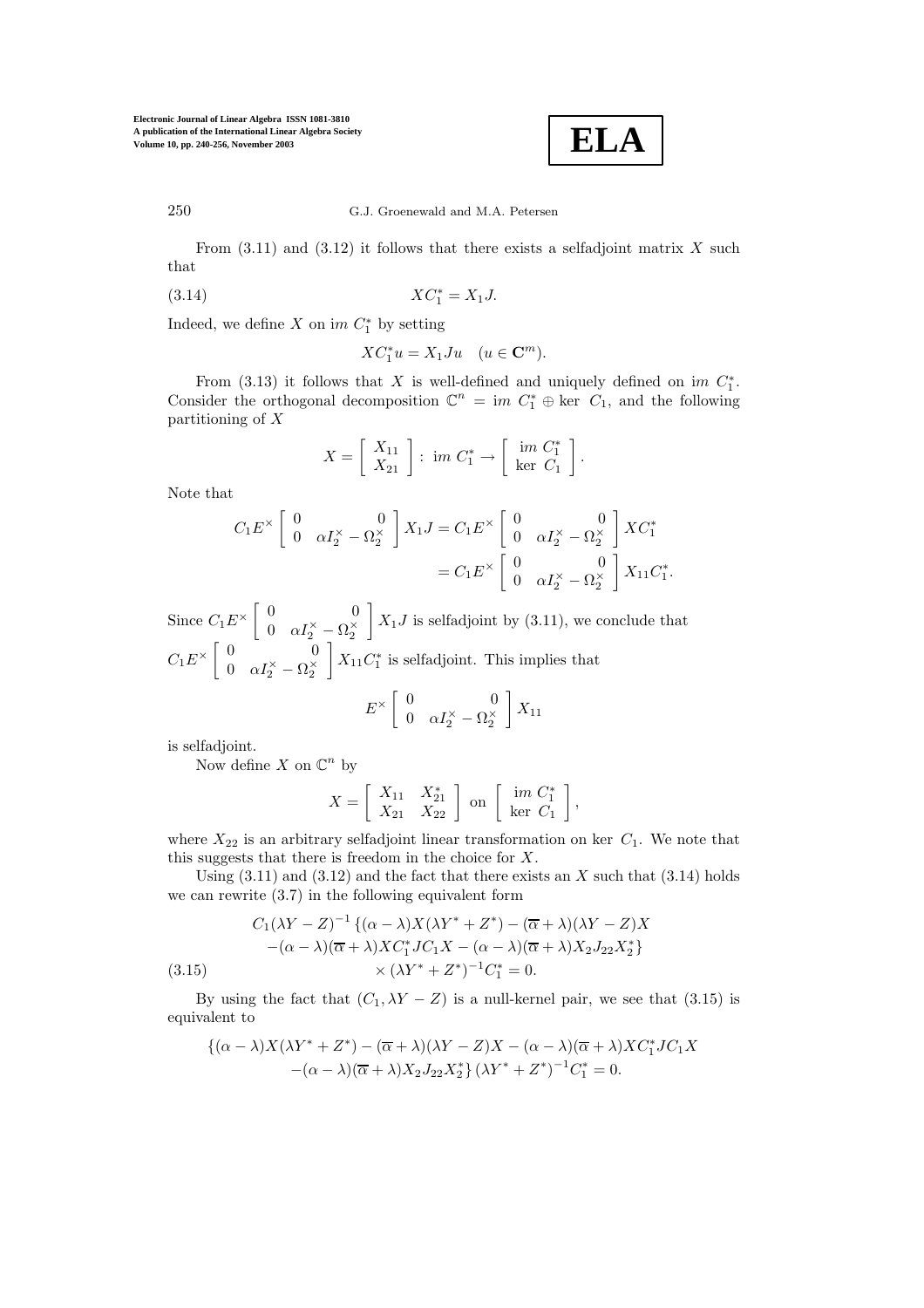From (3.11) and (3.12) it follows that there exists a selfadjoint matrix $X$ such that

$$XC_1^* = X_1 J. \tag{3.14}$$

Indeed, we define $X$ on i$m$ $C_1^*$ by setting

$$XC_1^* u = X_1 J u \quad (u \in \mathbf{C}^m).$$

From (3.13) it follows that $X$ is well-defined and uniquely defined on i$m$ $C_1^*$. Consider the orthogonal decomposition $\mathbb{C}^n = \text{i}m\ C_1^* \oplus \ker\ C_1$, and the following partitioning of $X$

$$X = \begin{bmatrix} X_{11} \\ X_{21} \end{bmatrix} : \text{ i}m\ C_1^* \to \begin{bmatrix} \text{i}m\ C_1^* \\ \ker\ C_1 \end{bmatrix}.$$

Note that

$$\begin{aligned} C_1 E^\times \begin{bmatrix} 0 & 0 \\ 0 & \alpha I_2^\times - \Omega_2^\times \end{bmatrix} X_1 J &= C_1 E^\times \begin{bmatrix} 0 & 0 \\ 0 & \alpha I_2^\times - \Omega_2^\times \end{bmatrix} X C_1^* \\ &= C_1 E^\times \begin{bmatrix} 0 & 0 \\ 0 & \alpha I_2^\times - \Omega_2^\times \end{bmatrix} X_{11} C_1^*. \end{aligned}$$

Since $C_1 E^\times \begin{bmatrix} 0 & 0 \\ 0 & \alpha I_2^\times - \Omega_2^\times \end{bmatrix} X_1 J$ is selfadjoint by (3.11), we conclude that $C_1 E^\times \begin{bmatrix} 0 & 0 \\ 0 & \alpha I_2^\times - \Omega_2^\times \end{bmatrix} X_{11} C_1^*$ is selfadjoint. This implies that

$$E^\times \begin{bmatrix} 0 & 0 \\ 0 & \alpha I_2^\times - \Omega_2^\times \end{bmatrix} X_{11}$$

is selfadjoint.

Now define $X$ on $\mathbb{C}^n$ by

$$X = \begin{bmatrix} X_{11} & X_{21}^* \\ X_{21} & X_{22} \end{bmatrix} \text{ on } \begin{bmatrix} \text{i}m\ C_1^* \\ \ker\ C_1 \end{bmatrix},$$

where $X_{22}$ is an arbitrary selfadjoint linear transformation on $\ker\ C_1$. We note that this suggests that there is freedom in the choice for $X$.

Using (3.11) and (3.12) and the fact that there exists an $X$ such that (3.14) holds we can rewrite (3.7) in the following equivalent form

$$\begin{aligned} C_1(\lambda Y - Z)^{-1} \{ &(\alpha - \lambda) X (\lambda Y^* + Z^*) - (\overline{\alpha} + \lambda)(\lambda Y - Z) X \\ &- (\alpha - \lambda)(\overline{\alpha} + \lambda) X C_1^* J C_1 X - (\alpha - \lambda)(\overline{\alpha} + \lambda) X_2 J_{22} X_2^* \} \\ &\times (\lambda Y^* + Z^*)^{-1} C_1^* = 0. \end{aligned} \tag{3.15}$$

By using the fact that $(C_1, \lambda Y - Z)$ is a null-kernel pair, we see that (3.15) is equivalent to

$$\begin{aligned} \{ &(\alpha - \lambda) X (\lambda Y^* + Z^*) - (\overline{\alpha} + \lambda)(\lambda Y - Z) X - (\alpha - \lambda)(\overline{\alpha} + \lambda) X C_1^* J C_1 X \\ &- (\alpha - \lambda)(\overline{\alpha} + \lambda) X_2 J_{22} X_2^* \} (\lambda Y^* + Z^*)^{-1} C_1^* = 0. \end{aligned}$$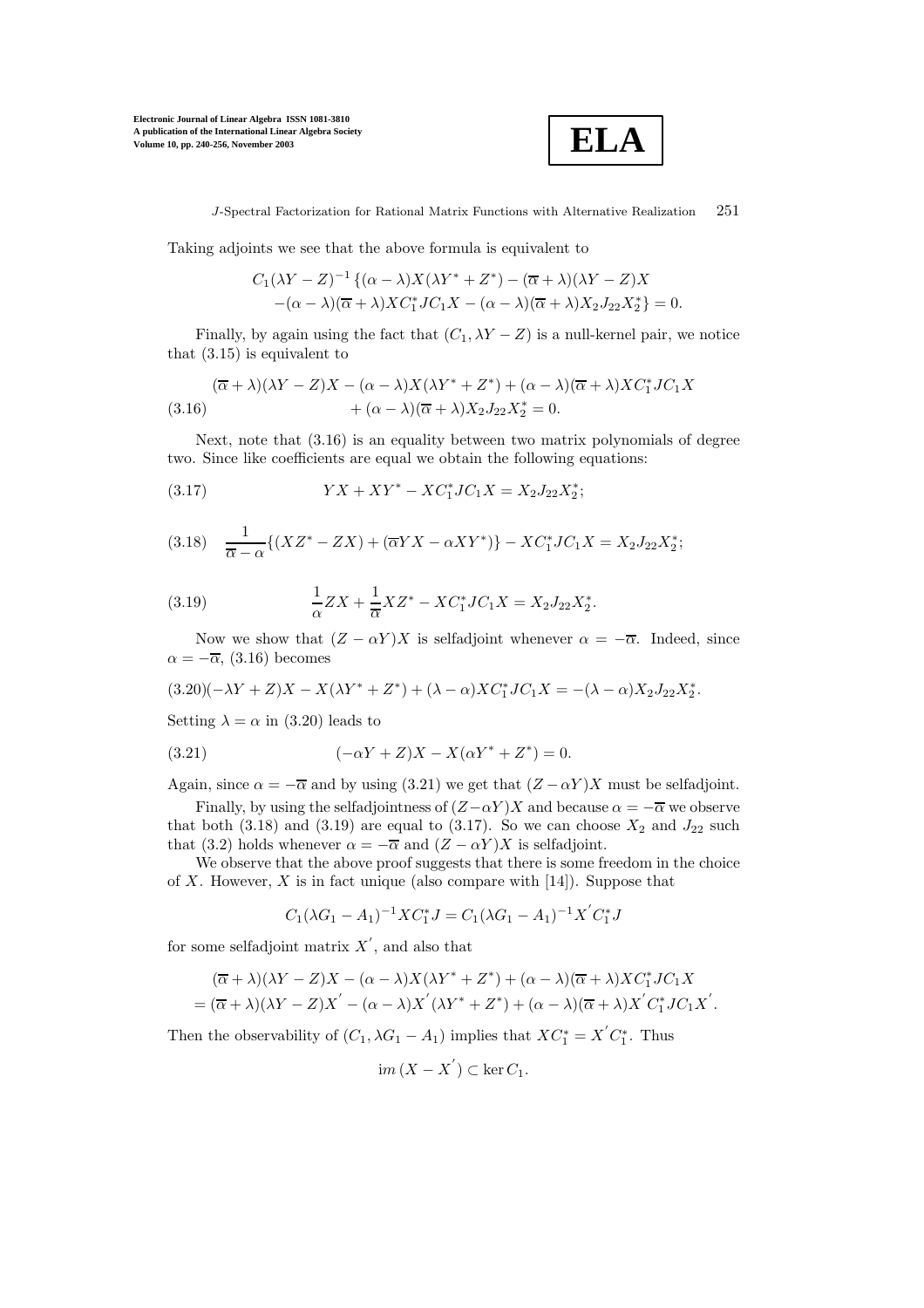Taking adjoints we see that the above formula is equivalent to

$$C_1(\lambda Y - Z)^{-1}\{(\alpha - \lambda)X(\lambda Y^* + Z^*) - (\overline{\alpha} + \lambda)(\lambda Y - Z)X$$
$$-(\alpha - \lambda)(\overline{\alpha} + \lambda)XC_1^* J C_1 X - (\alpha - \lambda)(\overline{\alpha} + \lambda)X_2 J_{22} X_2^*\} = 0.$$

Finally, by again using the fact that $(C_1, \lambda Y - Z)$ is a null-kernel pair, we notice that (3.15) is equivalent to

$$(\overline{\alpha} + \lambda)(\lambda Y - Z)X - (\alpha - \lambda)X(\lambda Y^* + Z^*) + (\alpha - \lambda)(\overline{\alpha} + \lambda)XC_1^* J C_1 X + (\alpha - \lambda)(\overline{\alpha} + \lambda)X_2 J_{22} X_2^* = 0. \tag{3.16}$$

Next, note that (3.16) is an equality between two matrix polynomials of degree two. Since like coefficients are equal we obtain the following equations:

$$YX + XY^* - XC_1^* J C_1 X = X_2 J_{22} X_2^*; \tag{3.17}$$

$$\frac{1}{\overline{\alpha} - \alpha}\{(XZ^* - ZX) + (\overline{\alpha}YX - \alpha XY^*)\} - XC_1^* J C_1 X = X_2 J_{22} X_2^*; \tag{3.18}$$

$$\frac{1}{\alpha} ZX + \frac{1}{\overline{\alpha}} XZ^* - XC_1^* J C_1 X = X_2 J_{22} X_2^*. \tag{3.19}$$

Now we show that $(Z - \alpha Y)X$ is selfadjoint whenever $\alpha = -\overline{\alpha}$. Indeed, since $\alpha = -\overline{\alpha}$, (3.16) becomes

$$(-\lambda Y + Z)X - X(\lambda Y^* + Z^*) + (\lambda - \alpha)XC_1^* J C_1 X = -(\lambda - \alpha)X_2 J_{22} X_2^*. \tag{3.20}$$

Setting $\lambda = \alpha$ in (3.20) leads to

$$(-\alpha Y + Z)X - X(\alpha Y^* + Z^*) = 0. \tag{3.21}$$

Again, since $\alpha = -\overline{\alpha}$ and by using (3.21) we get that $(Z - \alpha Y)X$ must be selfadjoint.

Finally, by using the selfadjointness of $(Z - \alpha Y)X$ and because $\alpha = -\overline{\alpha}$ we observe that both (3.18) and (3.19) are equal to (3.17). So we can choose $X_2$ and $J_{22}$ such that (3.2) holds whenever $\alpha = -\overline{\alpha}$ and $(Z - \alpha Y)X$ is selfadjoint.

We observe that the above proof suggests that there is some freedom in the choice of $X$. However, $X$ is in fact unique (also compare with [14]). Suppose that

$$C_1(\lambda G_1 - A_1)^{-1} X C_1^* J = C_1(\lambda G_1 - A_1)^{-1} X' C_1^* J$$

for some selfadjoint matrix $X'$, and also that

$$(\overline{\alpha} + \lambda)(\lambda Y - Z)X - (\alpha - \lambda)X(\lambda Y^* + Z^*) + (\alpha - \lambda)(\overline{\alpha} + \lambda)XC_1^* J C_1 X$$
$$= (\overline{\alpha} + \lambda)(\lambda Y - Z)X' - (\alpha - \lambda)X'(\lambda Y^* + Z^*) + (\alpha - \lambda)(\overline{\alpha} + \lambda)X' C_1^* J C_1 X'.$$

Then the observability of $(C_1, \lambda G_1 - A_1)$ implies that $XC_1^* = X' C_1^*$. Thus

$$\operatorname{im}(X - X') \subset \ker C_1.$$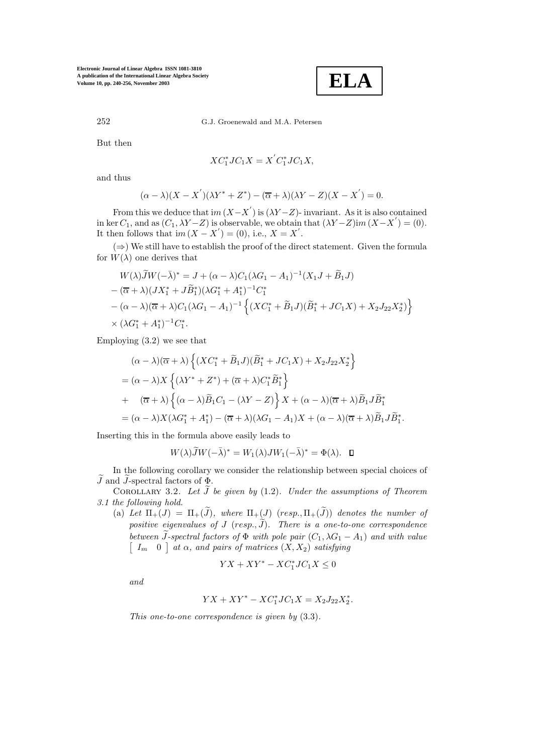But then

$$XC_1^*JC_1X = X^{'}C_1^*JC_1X,$$

and thus

$$(\alpha - \lambda)(X - X^{'})(\lambda Y^* + Z^*) - (\overline{\alpha} + \lambda)(\lambda Y - Z)(X - X^{'}) = 0.$$

From this we deduce that $im\,(X - X^{'})$ is $(\lambda Y - Z)$- invariant. As it is also contained in $\ker C_1$, and as $(C_1, \lambda Y - Z)$ is observable, we obtain that $(\lambda Y - Z) im\,(X - X^{'}) = (0)$. It then follows that $im\,(X - X^{'}) = (0)$, i.e., $X = X^{'}$.

$(\Rightarrow)$ We still have to establish the proof of the direct statement. Given the formula for $W(\lambda)$ one derives that

$$\begin{aligned}
&W(\lambda)\widetilde{J}W(-\bar{\lambda})^* = J + (\alpha - \lambda)C_1(\lambda G_1 - A_1)^{-1}(X_1 J + \widetilde{B}_1 J) \\
&- (\overline{\alpha} + \lambda)(JX_1^* + J\widetilde{B}_1^*)(\lambda G_1^* + A_1^*)^{-1}C_1^* \\
&- (\alpha - \lambda)(\overline{\alpha} + \lambda)C_1(\lambda G_1 - A_1)^{-1}\left\{(XC_1^* + \widetilde{B}_1 J)(\widetilde{B}_1^* + JC_1X) + X_2 J_{22} X_2^*\right\} \\
&\times (\lambda G_1^* + A_1^*)^{-1}C_1^*.
\end{aligned}$$

Employing (3.2) we see that

$$\begin{aligned}
&(\alpha - \lambda)(\overline{\alpha} + \lambda)\left\{(XC_1^* + \widetilde{B}_1 J)(\widetilde{B}_1^* + JC_1X) + X_2 J_{22} X_2^*\right\} \\
&= (\alpha - \lambda)X\left\{(\lambda Y^* + Z^*) + (\overline{\alpha} + \lambda)C_1^*\widetilde{B}_1^*\right\} \\
&+ \quad (\overline{\alpha} + \lambda)\left\{(\alpha - \lambda)\widetilde{B}_1 C_1 - (\lambda Y - Z)\right\}X + (\alpha - \lambda)(\overline{\alpha} + \lambda)\widetilde{B}_1 J \widetilde{B}_1^* \\
&= (\alpha - \lambda)X(\lambda G_1^* + A_1^*) - (\overline{\alpha} + \lambda)(\lambda G_1 - A_1)X + (\alpha - \lambda)(\overline{\alpha} + \lambda)\widetilde{B}_1 J \widetilde{B}_1^*.
\end{aligned}$$

Inserting this in the formula above easily leads to

$$W(\lambda)\widetilde{J}W(-\bar{\lambda})^* = W_1(\lambda)JW_1(-\bar{\lambda})^* = \Phi(\lambda). \quad \square$$

In the following corollary we consider the relationship between special choices of $\widetilde{J}$ and $\widetilde{J}$-spectral factors of $\Phi$.

Corollary 3.2. *Let $\widetilde{J}$ be given by* (1.2). *Under the assumptions of Theorem 3.1 the following hold.*

(a) *Let $\Pi_+(J) = \Pi_+(\widetilde{J})$, where $\Pi_+(J)$ (resp., $\Pi_+(\widetilde{J})$) denotes the number of positive eigenvalues of $J$ (resp., $\widetilde{J}$). There is a one-to-one correspondence between $\widetilde{J}$-spectral factors of $\Phi$ with pole pair $(C_1, \lambda G_1 - A_1)$ and with value $\begin{bmatrix} I_m & 0 \end{bmatrix}$ at $\alpha$, and pairs of matrices $(X, X_2)$ satisfying*

$$YX + XY^* - XC_1^*JC_1X \leq 0$$

*and*

$$YX + XY^* - XC_1^*JC_1X = X_2 J_{22} X_2^*.$$

*This one-to-one correspondence is given by* (3.3).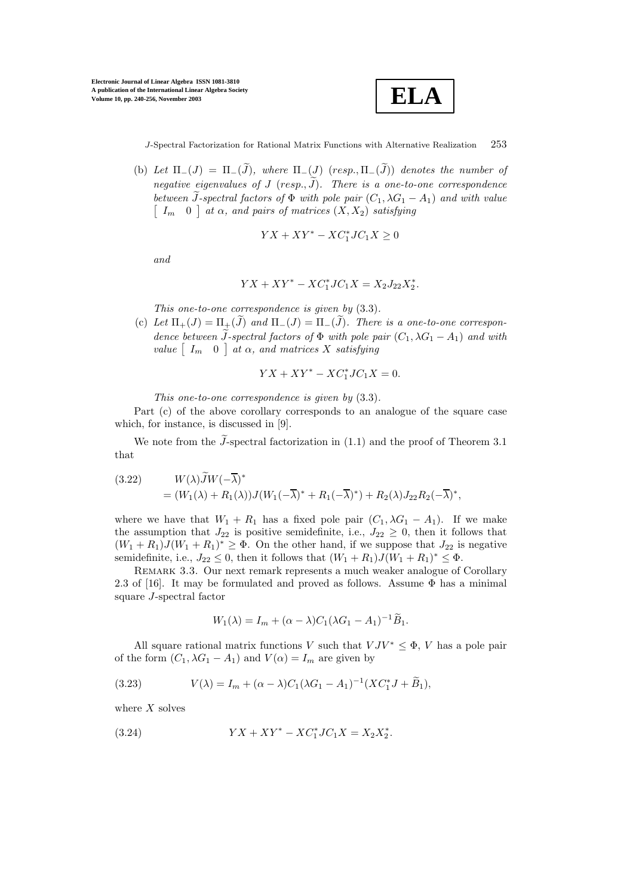(b) *Let $\Pi_-(J) = \Pi_-(\widetilde{J})$, where $\Pi_-(J)$ $(resp., \Pi_-(\widetilde{J}))$ denotes the number of negative eigenvalues of $J$ $(resp., \widetilde{J})$. There is a one-to-one correspondence between $\widetilde{J}$-spectral factors of $\Phi$ with pole pair $(C_1, \lambda G_1 - A_1)$ and with value $\begin{bmatrix} I_m & 0 \end{bmatrix}$ at $\alpha$, and pairs of matrices $(X, X_2)$ satisfying*

$$YX + XY^* - XC_1^*JC_1X \geq 0$$

*and*

$$YX + XY^* - XC_1^*JC_1X = X_2J_{22}X_2^*.$$

*This one-to-one correspondence is given by* (3.3).

(c) *Let $\Pi_+(J) = \Pi_+(\widetilde{J})$ and $\Pi_-(J) = \Pi_-(\widetilde{J})$. There is a one-to-one correspondence between $\widetilde{J}$-spectral factors of $\Phi$ with pole pair $(C_1, \lambda G_1 - A_1)$ and with value $\begin{bmatrix} I_m & 0 \end{bmatrix}$ at $\alpha$, and matrices $X$ satisfying*

$$YX + XY^* - XC_1^*JC_1X = 0.$$

*This one-to-one correspondence is given by* (3.3).

Part (c) of the above corollary corresponds to an analogue of the square case which, for instance, is discussed in [9].

We note from the $\widetilde{J}$-spectral factorization in (1.1) and the proof of Theorem 3.1 that

$$\begin{aligned} (3.22) \qquad & W(\lambda)\widetilde{J}W(-\overline{\lambda})^* \\ & = (W_1(\lambda) + R_1(\lambda))J(W_1(-\overline{\lambda})^* + R_1(-\overline{\lambda})^*) + R_2(\lambda)J_{22}R_2(-\overline{\lambda})^*, \end{aligned}$$

where we have that $W_1 + R_1$ has a fixed pole pair $(C_1, \lambda G_1 - A_1)$. If we make the assumption that $J_{22}$ is positive semidefinite, i.e., $J_{22} \geq 0$, then it follows that $(W_1 + R_1)J(W_1 + R_1)^* \geq \Phi$. On the other hand, if we suppose that $J_{22}$ is negative semidefinite, i.e., $J_{22} \leq 0$, then it follows that $(W_1 + R_1)J(W_1 + R_1)^* \leq \Phi$.

Remark 3.3. Our next remark represents a much weaker analogue of Corollary 2.3 of [16]. It may be formulated and proved as follows. Assume $\Phi$ has a minimal square $J$-spectral factor

$$W_1(\lambda) = I_m + (\alpha - \lambda)C_1(\lambda G_1 - A_1)^{-1}\widetilde{B}_1.$$

All square rational matrix functions $V$ such that $VJV^* \leq \Phi$, $V$ has a pole pair of the form $(C_1, \lambda G_1 - A_1)$ and $V(\alpha) = I_m$ are given by

$$V(\lambda) = I_m + (\alpha - \lambda)C_1(\lambda G_1 - A_1)^{-1}(XC_1^*J + \widetilde{B}_1), \tag{3.23}$$

where $X$ solves

$$YX + XY^* - XC_1^*JC_1X = X_2X_2^*. \tag{3.24}$$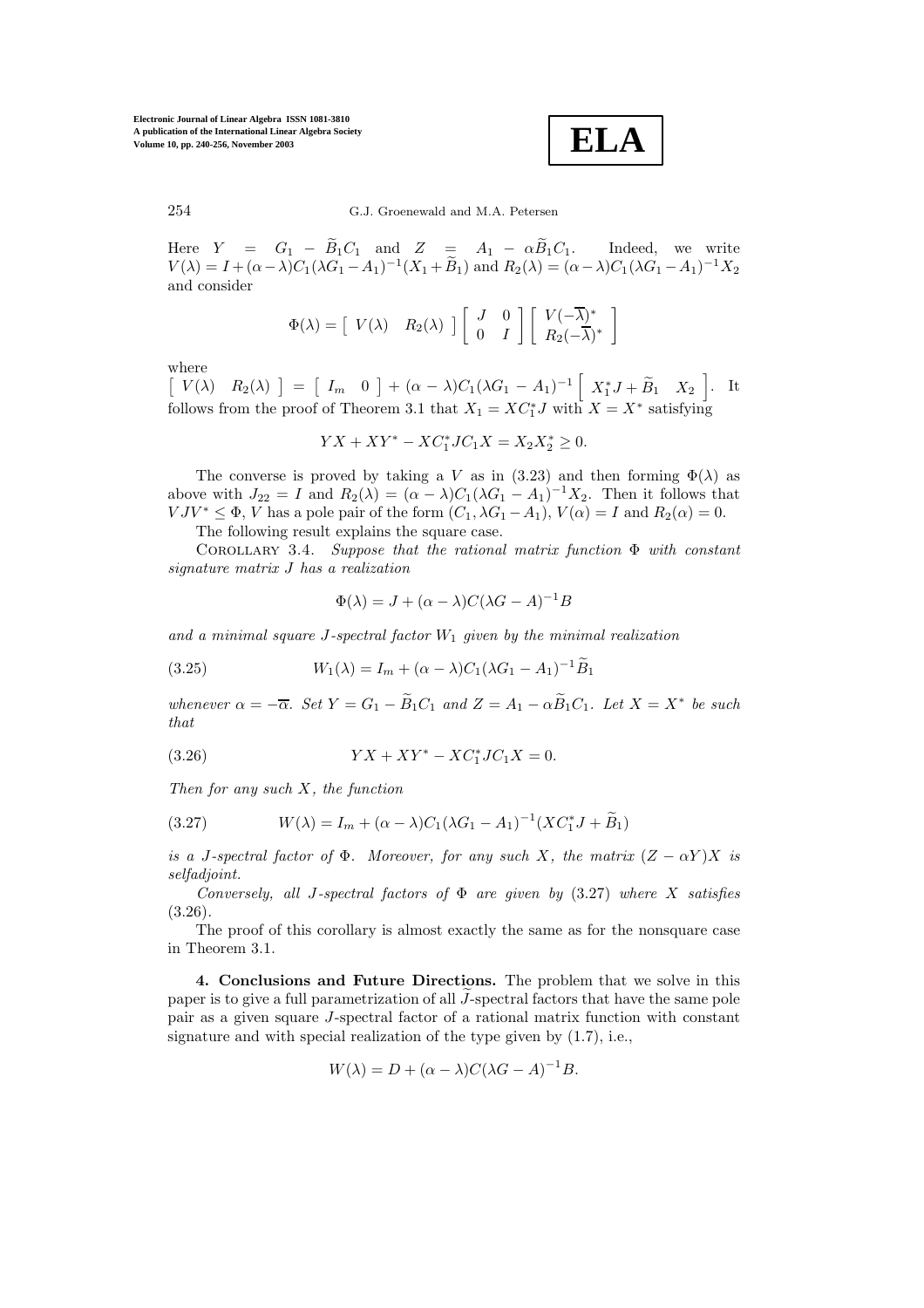Here $Y = G_1 - \widetilde{B}_1 C_1$ and $Z = A_1 - \alpha \widetilde{B}_1 C_1$. Indeed, we write $V(\lambda) = I + (\alpha - \lambda) C_1 (\lambda G_1 - A_1)^{-1}(X_1 + \widetilde{B}_1)$ and $R_2(\lambda) = (\alpha - \lambda) C_1(\lambda G_1 - A_1)^{-1} X_2$ and consider

$$\Phi(\lambda) = \begin{bmatrix} V(\lambda) & R_2(\lambda) \end{bmatrix} \begin{bmatrix} J & 0 \\ 0 & I \end{bmatrix} \begin{bmatrix} V(-\overline{\lambda})^* \\ R_2(-\overline{\lambda})^* \end{bmatrix}$$

where

$\begin{bmatrix} V(\lambda) & R_2(\lambda) \end{bmatrix} = \begin{bmatrix} I_m & 0 \end{bmatrix} + (\alpha - \lambda) C_1 (\lambda G_1 - A_1)^{-1} \begin{bmatrix} X_1^* J + \widetilde{B}_1 & X_2 \end{bmatrix}$. It follows from the proof of Theorem 3.1 that $X_1 = X C_1^* J$ with $X = X^*$ satisfying

$$YX + XY^* - XC_1^* J C_1 X = X_2 X_2^* \geq 0.$$

The converse is proved by taking a $V$ as in (3.23) and then forming $\Phi(\lambda)$ as above with $J_{22} = I$ and $R_2(\lambda) = (\alpha - \lambda) C_1 (\lambda G_1 - A_1)^{-1} X_2$. Then it follows that $VJV^* \leq \Phi$, $V$ has a pole pair of the form $(C_1, \lambda G_1 - A_1)$, $V(\alpha) = I$ and $R_2(\alpha) = 0$.

The following result explains the square case.

Corollary 3.4. *Suppose that the rational matrix function $\Phi$ with constant signature matrix $J$ has a realization*

$$\Phi(\lambda) = J + (\alpha - \lambda) C (\lambda G - A)^{-1} B$$

*and a minimal square $J$-spectral factor $W_1$ given by the minimal realization*

$$W_1(\lambda) = I_m + (\alpha - \lambda) C_1 (\lambda G_1 - A_1)^{-1} \widetilde{B}_1 \tag{3.25}$$

*whenever $\alpha = -\overline{\alpha}$. Set $Y = G_1 - \widetilde{B}_1 C_1$ and $Z = A_1 - \alpha \widetilde{B}_1 C_1$. Let $X = X^*$ be such that*

$$YX + XY^* - XC_1^* J C_1 X = 0. \tag{3.26}$$

*Then for any such $X$, the function*

$$W(\lambda) = I_m + (\alpha - \lambda) C_1 (\lambda G_1 - A_1)^{-1} (X C_1^* J + \widetilde{B}_1) \tag{3.27}$$

*is a $J$-spectral factor of $\Phi$. Moreover, for any such $X$, the matrix $(Z - \alpha Y)X$ is selfadjoint.*

*Conversely, all $J$-spectral factors of $\Phi$ are given by* (3.27) *where $X$ satisfies* (3.26).

The proof of this corollary is almost exactly the same as for the nonsquare case in Theorem 3.1.

**4. Conclusions and Future Directions.** The problem that we solve in this paper is to give a full parametrization of all $\widetilde{J}$-spectral factors that have the same pole pair as a given square $J$-spectral factor of a rational matrix function with constant signature and with special realization of the type given by (1.7), i.e.,

$$W(\lambda) = D + (\alpha - \lambda) C (\lambda G - A)^{-1} B.$$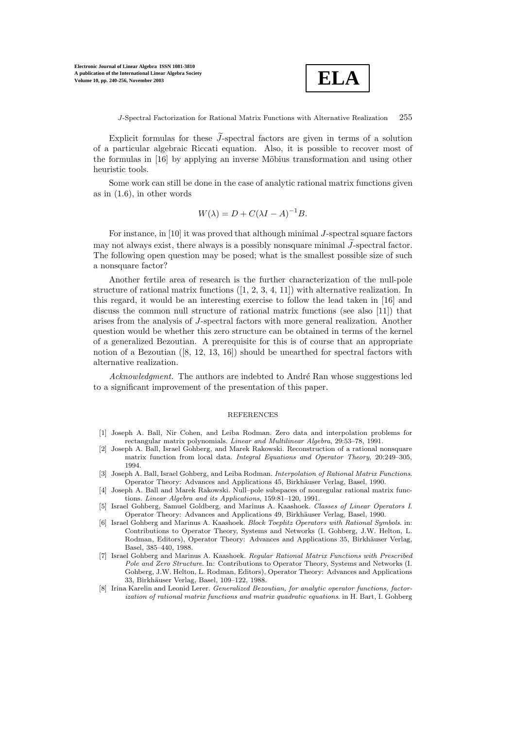Explicit formulas for these $\widetilde{J}$-spectral factors are given in terms of a solution of a particular algebraic Riccati equation. Also, it is possible to recover most of the formulas in [16] by applying an inverse Möbius transformation and using other heuristic tools.

Some work can still be done in the case of analytic rational matrix functions given as in (1.6), in other words

$$W(\lambda) = D + C(\lambda I - A)^{-1}B.$$

For instance, in [10] it was proved that although minimal $J$-spectral square factors may not always exist, there always is a possibly nonsquare minimal $\widetilde{J}$-spectral factor. The following open question may be posed; what is the smallest possible size of such a nonsquare factor?

Another fertile area of research is the further characterization of the null-pole structure of rational matrix functions ([1, 2, 3, 4, 11]) with alternative realization. In this regard, it would be an interesting exercise to follow the lead taken in [16] and discuss the common null structure of rational matrix functions (see also [11]) that arises from the analysis of $J$-spectral factors with more general realization. Another question would be whether this zero structure can be obtained in terms of the kernel of a generalized Bezoutian. A prerequisite for this is of course that an appropriate notion of a Bezoutian ([8, 12, 13, 16]) should be unearthed for spectral factors with alternative realization.

*Acknowledgment.* The authors are indebted to André Ran whose suggestions led to a significant improvement of the presentation of this paper.

## REFERENCES

[1] Joseph A. Ball, Nir Cohen, and Leiba Rodman. Zero data and interpolation problems for rectangular matrix polynomials. *Linear and Multilinear Algebra*, 29:53–78, 1991.

[2] Joseph A. Ball, Israel Gohberg, and Marek Rakowski. Reconstruction of a rational nonsquare matrix function from local data. *Integral Equations and Operator Theory*, 20:249–305, 1994.

[3] Joseph A. Ball, Israel Gohberg, and Leiba Rodman. *Interpolation of Rational Matrix Functions*. Operator Theory: Advances and Applications 45, Birkhäuser Verlag, Basel, 1990.

[4] Joseph A. Ball and Marek Rakowski. Null–pole subspaces of nonregular rational matrix functions. *Linear Algebra and its Applications*, 159:81–120, 1991.

[5] Israel Gohberg, Samuel Goldberg, and Marinus A. Kaashoek. *Classes of Linear Operators I*. Operator Theory: Advances and Applications 49, Birkhäuser Verlag, Basel, 1990.

[6] Israel Gohberg and Marinus A. Kaashoek. *Block Toeplitz Operators with Rational Symbols*. in: Contributions to Operator Theory, Systems and Networks (I. Gohberg, J.W. Helton, L. Rodman, Editors), Operator Theory: Advances and Applications 35, Birkhäuser Verlag, Basel, 385–440, 1988.

[7] Israel Gohberg and Marinus A. Kaashoek. *Regular Rational Matrix Functions with Prescribed Pole and Zero Structure*. In: Contributions to Operator Theory, Systems and Networks (I. Gohberg, J.W. Helton, L. Rodman, Editors), Operator Theory: Advances and Applications 33, Birkhäuser Verlag, Basel, 109–122, 1988.

[8] Irina Karelin and Leonid Lerer. *Generalized Bezoutian, for analytic operator functions, factorization of rational matrix functions and matrix quadratic equations*. in H. Bart, I. Gohberg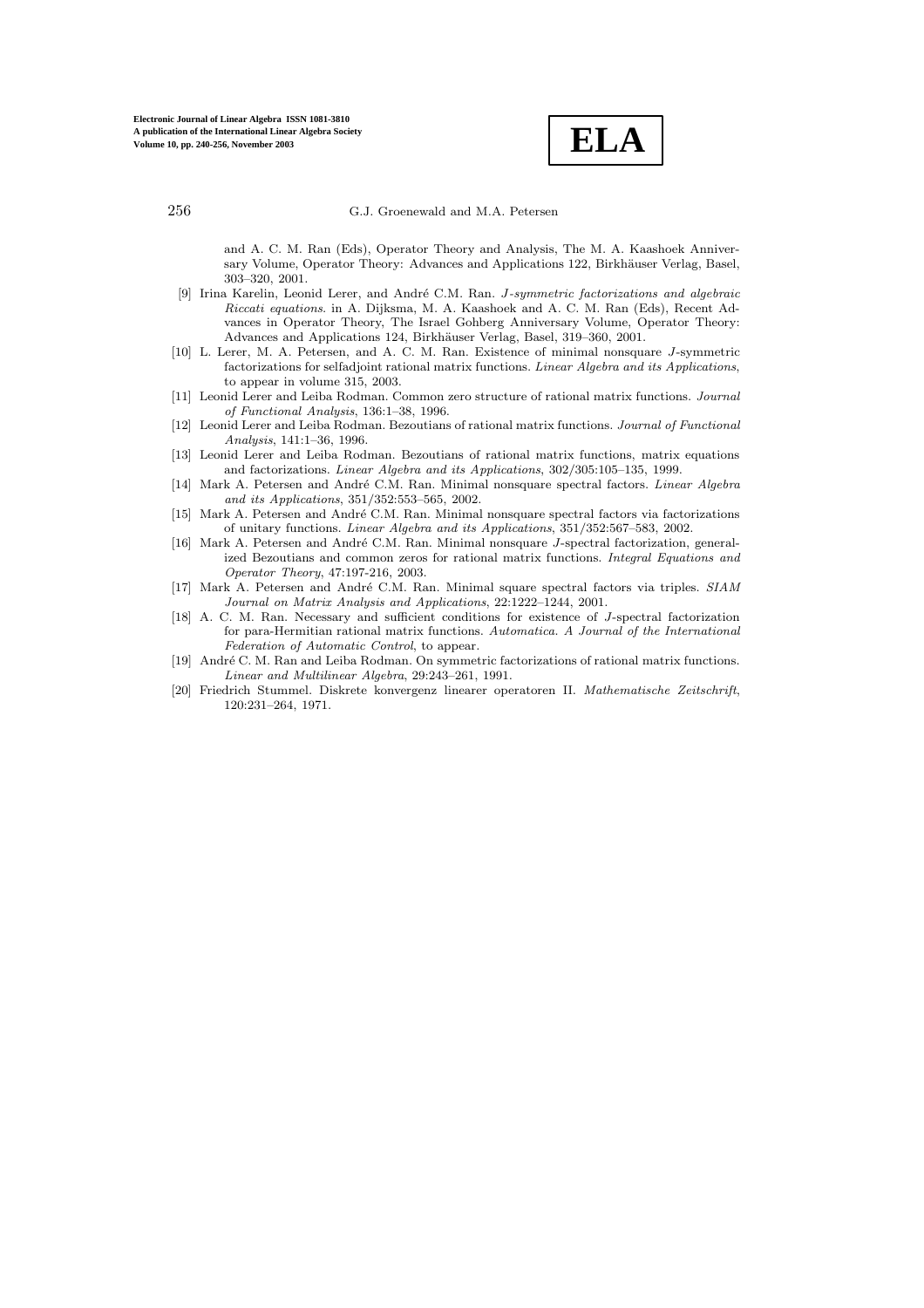and A. C. M. Ran (Eds), Operator Theory and Analysis, The M. A. Kaashoek Anniversary Volume, Operator Theory: Advances and Applications 122, Birkhäuser Verlag, Basel, 303–320, 2001.

[9] Irina Karelin, Leonid Lerer, and André C.M. Ran. *J-symmetric factorizations and algebraic Riccati equations.* in A. Dijksma, M. A. Kaashoek and A. C. M. Ran (Eds), Recent Advances in Operator Theory, The Israel Gohberg Anniversary Volume, Operator Theory: Advances and Applications 124, Birkhäuser Verlag, Basel, 319–360, 2001.

[10] L. Lerer, M. A. Petersen, and A. C. M. Ran. Existence of minimal nonsquare $J$-symmetric factorizations for selfadjoint rational matrix functions. *Linear Algebra and its Applications*, to appear in volume 315, 2003.

[11] Leonid Lerer and Leiba Rodman. Common zero structure of rational matrix functions. *Journal of Functional Analysis*, 136:1–38, 1996.

[12] Leonid Lerer and Leiba Rodman. Bezoutians of rational matrix functions. *Journal of Functional Analysis*, 141:1–36, 1996.

[13] Leonid Lerer and Leiba Rodman. Bezoutians of rational matrix functions, matrix equations and factorizations. *Linear Algebra and its Applications*, 302/305:105–135, 1999.

[14] Mark A. Petersen and André C.M. Ran. Minimal nonsquare spectral factors. *Linear Algebra and its Applications*, 351/352:553–565, 2002.

[15] Mark A. Petersen and André C.M. Ran. Minimal nonsquare spectral factors via factorizations of unitary functions. *Linear Algebra and its Applications*, 351/352:567–583, 2002.

[16] Mark A. Petersen and André C.M. Ran. Minimal nonsquare $J$-spectral factorization, generalized Bezoutians and common zeros for rational matrix functions. *Integral Equations and Operator Theory*, 47:197-216, 2003.

[17] Mark A. Petersen and André C.M. Ran. Minimal square spectral factors via triples. *SIAM Journal on Matrix Analysis and Applications*, 22:1222–1244, 2001.

[18] A. C. M. Ran. Necessary and sufficient conditions for existence of $J$-spectral factorization for para-Hermitian rational matrix functions. *Automatica. A Journal of the International Federation of Automatic Control*, to appear.

[19] André C. M. Ran and Leiba Rodman. On symmetric factorizations of rational matrix functions. *Linear and Multilinear Algebra*, 29:243–261, 1991.

[20] Friedrich Stummel. Diskrete konvergenz linearer operatoren II. *Mathematische Zeitschrift*, 120:231–264, 1971.